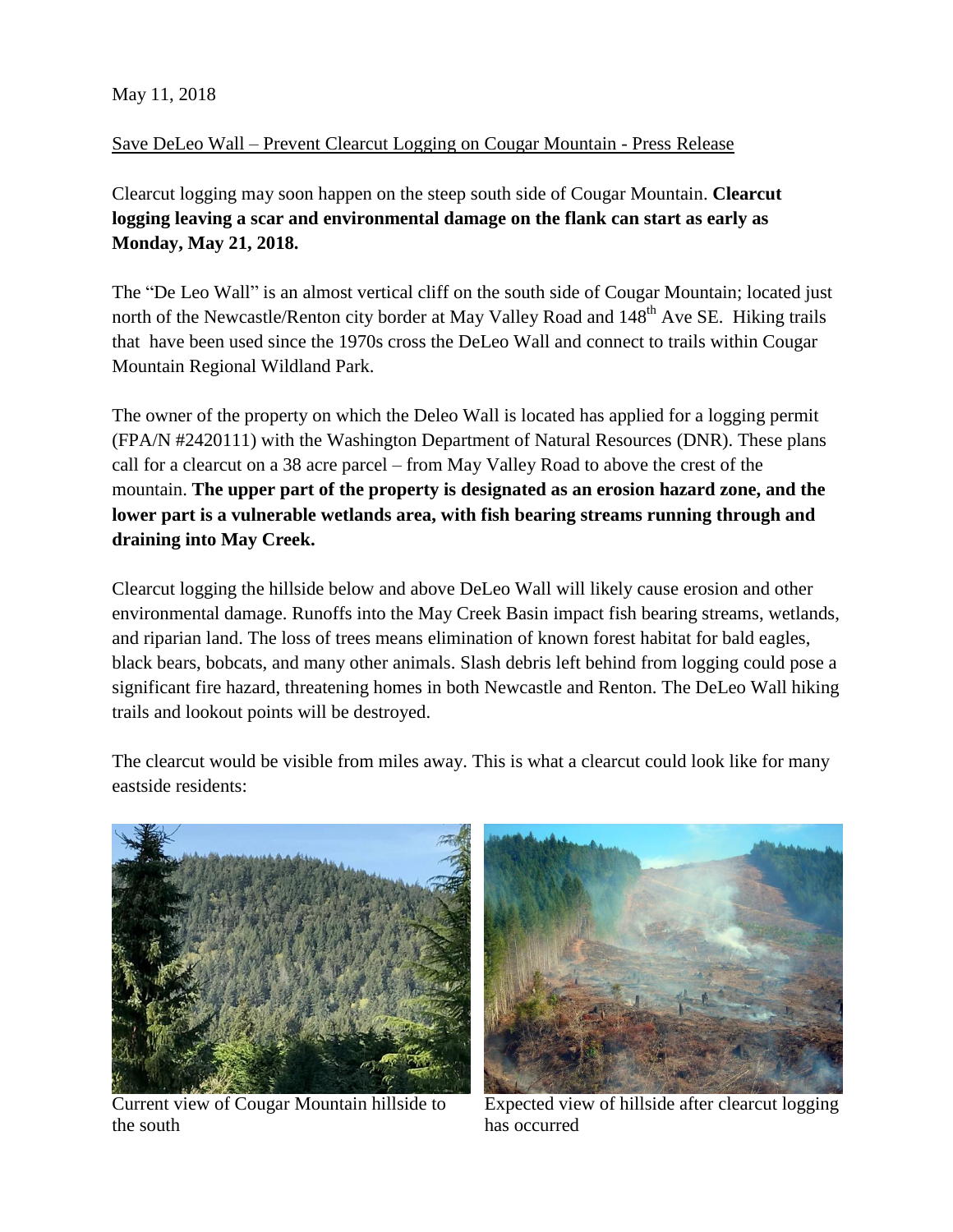May 11, 2018

Save DeLeo Wall – Prevent Clearcut Logging on Cougar Mountain - Press Release

Clearcut logging may soon happen on the steep south side of Cougar Mountain. **Clearcut logging leaving a scar and environmental damage on the flank can start as early as Monday, May 21, 2018.**

The "De Leo Wall" is an almost vertical cliff on the south side of Cougar Mountain; located just north of the Newcastle/Renton city border at May Valley Road and 148th Ave SE. Hiking trails that have been used since the 1970s cross the DeLeo Wall and connect to trails within Cougar Mountain Regional Wildland Park.

The owner of the property on which the Deleo Wall is located has applied for a logging permit (FPA/N #2420111) with the Washington Department of Natural Resources (DNR). These plans call for a clearcut on a 38 acre parcel – from May Valley Road to above the crest of the mountain. **The upper part of the property is designated as an erosion hazard zone, and the lower part is a vulnerable wetlands area, with fish bearing streams running through and draining into May Creek.**

Clearcut logging the hillside below and above DeLeo Wall will likely cause erosion and other environmental damage. Runoffs into the May Creek Basin impact fish bearing streams, wetlands, and riparian land. The loss of trees means elimination of known forest habitat for bald eagles, black bears, bobcats, and many other animals. Slash debris left behind from logging could pose a significant fire hazard, threatening homes in both Newcastle and Renton. The DeLeo Wall hiking trails and lookout points will be destroyed.

The clearcut would be visible from miles away. This is what a clearcut could look like for many eastside residents:

Current view of Cougar Mountain hillside to the south

Expected view of hillside after clearcut logging has occurred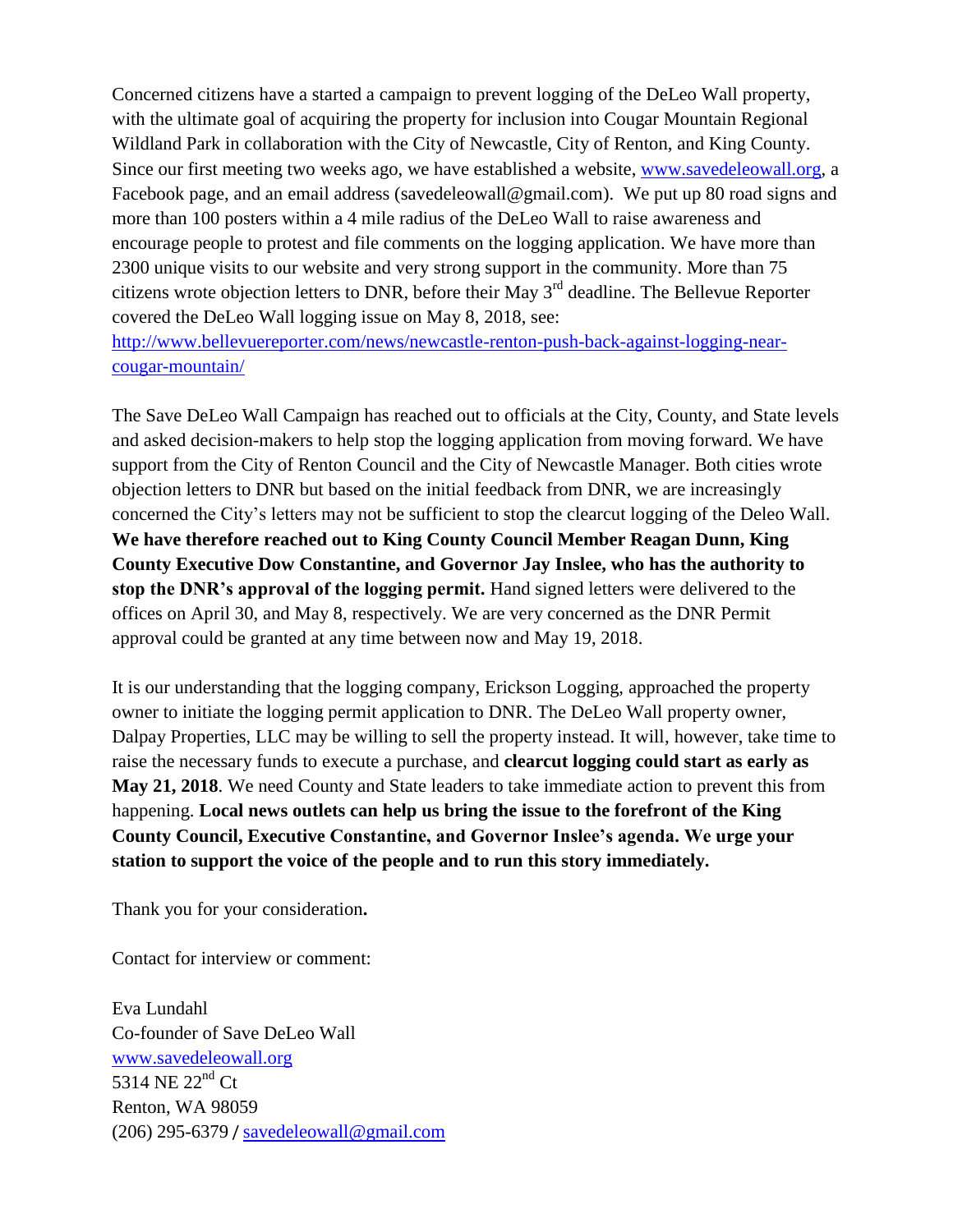Concerned citizens have a started a campaign to prevent logging of the DeLeo Wall property, with the ultimate goal of acquiring the property for inclusion into Cougar Mountain Regional Wildland Park in collaboration with the City of Newcastle, City of Renton, and King County. Since our first meeting two weeks ago, we have established a website, [www.savedeleowall.org](www.savedeleowall.org), a Facebook page, and an email address (savedeleowall@gmail.com). We put up 80 road signs and more than 100 posters within a 4 mile radius of the DeLeo Wall to raise awareness and encourage people to protest and file comments on the logging application. We have more than 2300 unique visits to our website and very strong support in the community. More than 75 citizens wrote objection letters to DNR, before their May 3rd deadline. The Bellevue Reporter covered the DeLeo Wall logging issue on May 8, 2018, see: [http://www.bellevuereporter.com/news/newcastle-renton-push-back-against-logging-near-cougar-mountain/](http://www.bellevuereporter.com/news/newcastle-renton-push-back-against-logging-near-cougar-mountain/)

The Save DeLeo Wall Campaign has reached out to officials at the City, County, and State levels and asked decision-makers to help stop the logging application from moving forward. We have support from the City of Renton Council and the City of Newcastle Manager. Both cities wrote objection letters to DNR but based on the initial feedback from DNR, we are increasingly concerned the City's letters may not be sufficient to stop the clearcut logging of the Deleo Wall. **We have therefore reached out to King County Council Member Reagan Dunn, King County Executive Dow Constantine, and Governor Jay Inslee, who has the authority to stop the DNR's approval of the logging permit.** Hand signed letters were delivered to the offices on April 30, and May 8, respectively. We are very concerned as the DNR Permit approval could be granted at any time between now and May 19, 2018.

It is our understanding that the logging company, Erickson Logging, approached the property owner to initiate the logging permit application to DNR. The DeLeo Wall property owner, Dalpay Properties, LLC may be willing to sell the property instead. It will, however, take time to raise the necessary funds to execute a purchase, and **clearcut logging could start as early as May 21, 2018**. We need County and State leaders to take immediate action to prevent this from happening. **Local news outlets can help us bring the issue to the forefront of the King County Council, Executive Constantine, and Governor Inslee's agenda. We urge your station to support the voice of the people and to run this story immediately.**

Thank you for your consideration**.**

Contact for interview or comment:

Eva Lundahl
Co-founder of Save DeLeo Wall
[www.savedeleowall.org](www.savedeleowall.org)
5314 NE 22nd Ct
Renton, WA 98059
(206) 295-6379 / [savedeleowall@gmail.com](mailto:savedeleowall@gmail.com)